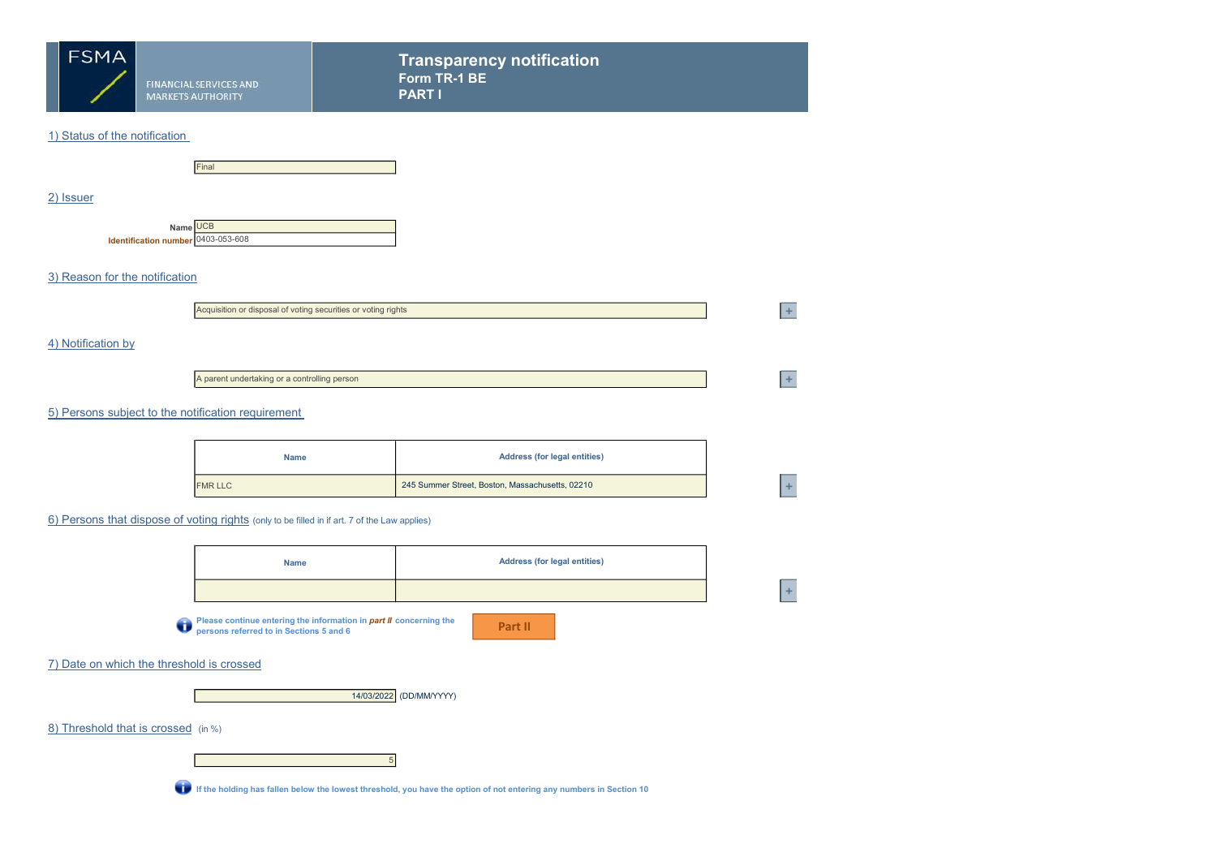FSMA

FINANCIAL SERVICES AND MARKETS AUTHORITY

# Transparency notification

**Form TR-1 BE**

**PART I**

## 1) Status of the notification

Final

## 2) Issuer

**Name** UCB

**Identification number** 0403-053-608

## 3) Reason for the notification

Acquisition or disposal of voting securities or voting rights

## 4) Notification by

A parent undertaking or a controlling person

## 5) Persons subject to the notification requirement

| Name | Address (for legal entities) |
|---|---|
| FMR LLC | 245 Summer Street, Boston, Massachusetts, 02210 |

## 6) Persons that dispose of voting rights (only to be filled in if art. 7 of the Law applies)

| Name | Address (for legal entities) |
|---|---|
| | |

**Please continue entering the information in *part II* concerning the persons referred to in Sections 5 and 6**

Part II

## 7) Date on which the threshold is crossed

14/03/2022 (DD/MM/YYYY)

## 8) Threshold that is crossed (in %)

5

**If the holding has fallen below the lowest threshold, you have the option of not entering any numbers in Section 10**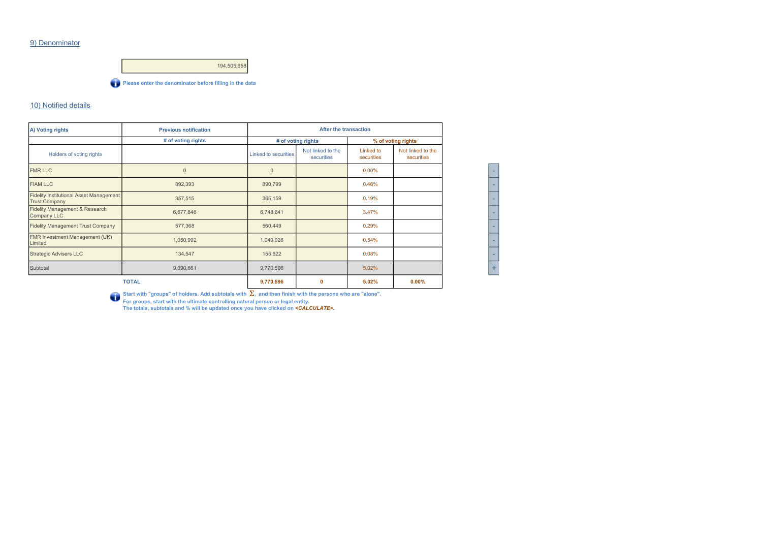## 9) Denominator

| 194,505,658 |
|---|

Please enter the denominator before filling in the data

## 10) Notified details

| A) Voting rights | Previous notification | After the transaction | | | |
|---|---|---|---|---|---|
| | # of voting rights | # of voting rights | | % of voting rights | |
| Holders of voting rights | | Linked to securities | Not linked to the securities | Linked to securities | Not linked to the securities |
| FMR LLC | 0 | 0 | | 0.00% | |
| FIAM LLC | 892,393 | 890,799 | | 0.46% | |
| Fidelity Institutional Asset Management Trust Company | 357,515 | 365,159 | | 0.19% | |
| Fidelity Management & Research Company LLC | 6,677,846 | 6,748,641 | | 3.47% | |
| Fidelity Management Trust Company | 577,368 | 560,449 | | 0.29% | |
| FMR Investment Management (UK) Limited | 1,050,992 | 1,049,926 | | 0.54% | |
| Strategic Advisers LLC | 134,547 | 155,622 | | 0.08% | |
| Subtotal | 9,690,661 | 9,770,596 | | 5.02% | |
| | **TOTAL** | **9,770,596** | **0** | **5.02%** | **0.00%** |

Start with "groups" of holders. Add subtotals with $\Sigma$, and then finish with the persons who are "alone".
For groups, start with the ultimate controlling natural person or legal entity.
The totals, subtotals and % will be updated once you have clicked on ***<CALCULATE>***.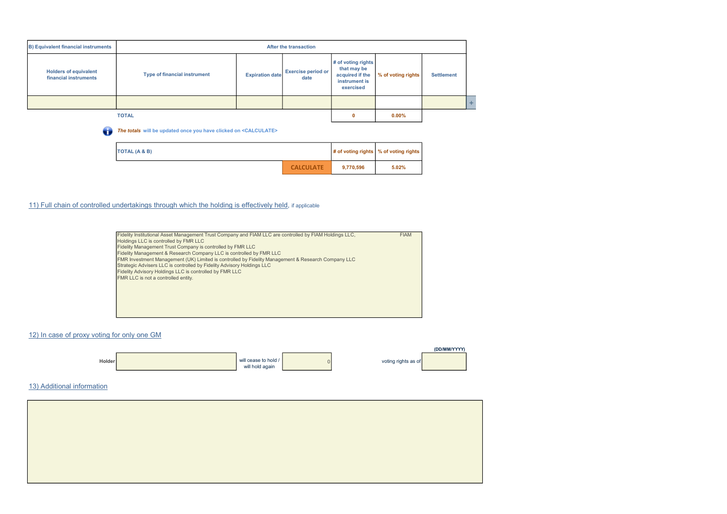| B) Equivalent financial instruments | After the transaction | | | | | |
|---|---|---|---|---|---|---|
| Holders of equivalent financial instruments | Type of financial instrument | Expiration date | Exercise period or date | # of voting rights that may be acquired if the instrument is exercised | % of voting rights | Settlement |
| | | | | | | |
| | TOTAL | | | 0 | 0.00% | |

*The totals* will be updated once you have clicked on <CALCULATE>

| TOTAL (A & B) | | # of voting rights | % of voting rights |
|---|---|---|---|
| | CALCULATE | 9,770,596 | 5.02% |

## 11) Full chain of controlled undertakings through which the holding is effectively held, if applicable

Fidelity Institutional Asset Management Trust Company and FIAM LLC are controlled by FIAM Holdings LLC, FIAM Holdings LLC is controlled by FMR LLC
Fidelity Management Trust Company is controlled by FMR LLC
Fidelity Management & Research Company LLC is controlled by FMR LLC
FMR Investment Management (UK) Limited is controlled by Fidelity Management & Research Company LLC
Strategic Advisers LLC is controlled by Fidelity Advisory Holdings LLC
Fidelity Advisory Holdings LLC is controlled by FMR LLC
FMR LLC is not a controlled entity.

## 12) In case of proxy voting for only one GM

| Holder | | will cease to hold / will hold again | 0 | voting rights as of | (DD/MM/YYYY) |
|---|---|---|---|---|---|

## 13) Additional information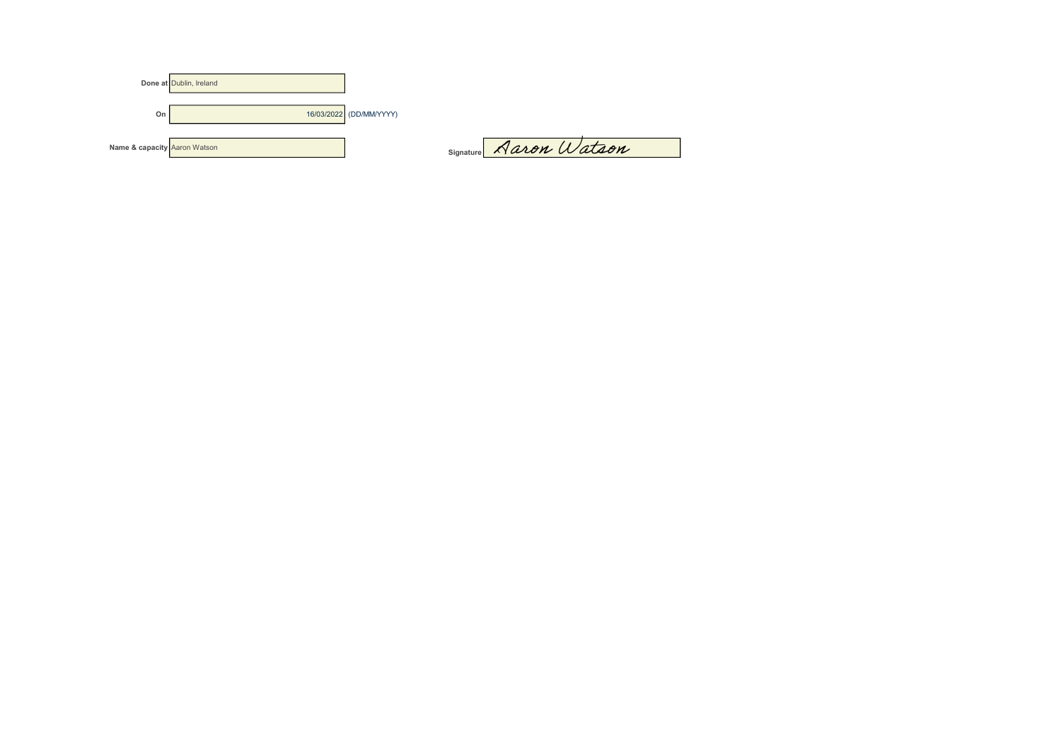**Done at** Dublin, Ireland

**On** 16/03/2022 (DD/MM/YYYY)

**Name & capacity** Aaron Watson

**Signature** Aaron Watson